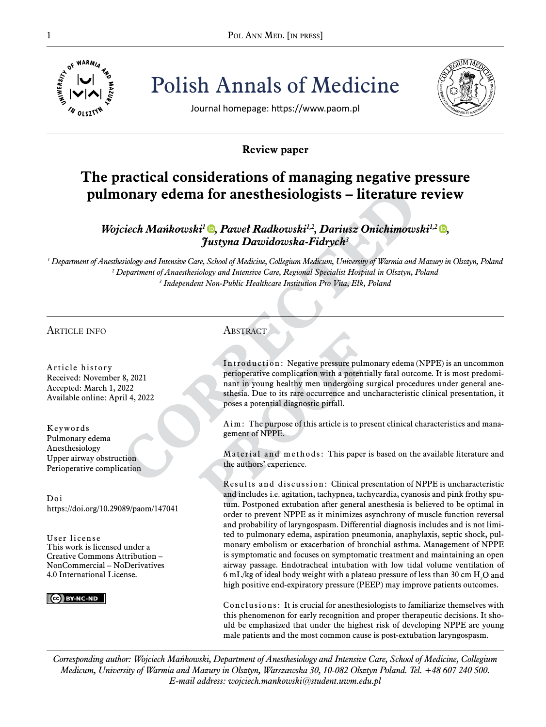# Polish Annals of Medicine

Journal homepage: https://www.paom.pl

**Review paper**

# The practical considerations of managing negative pressure pulmonary edema for anesthesiologists – literature review

***Wojciech Mańkowski[1], Paweł Radkowski[1,2], Dariusz Onichimowski[1,2], Justyna Dawidowska-Fidrych[3]***

*[1] Department of Anesthesiology and Intensive Care, School of Medicine, Collegium Medicum, University of Warmia and Mazury in Olsztyn, Poland*
*[2] Department of Anaesthesiology and Intensive Care, Regional Specialist Hospital in Olsztyn, Poland*
*[3] Independent Non-Public Healthcare Institution Pro Vita, Ełk, Poland*

## Article info

**Article history**
Received: November 8, 2021
Accepted: March 1, 2022
Available online: April 4, 2022

**Keywords**
Pulmonary edema
Anesthesiology
Upper airway obstruction
Perioperative complication

**Doi**
https://doi.org/10.29089/paom/147041

**User license**
This work is licensed under a Creative Commons Attribution – NonCommercial – NoDerivatives 4.0 International License.

## Abstract

**Introduction:** Negative pressure pulmonary edema (NPPE) is an uncommon perioperative complication with a potentially fatal outcome. It is most predominant in young healthy men undergoing surgical procedures under general anesthesia. Due to its rare occurrence and uncharacteristic clinical presentation, it poses a potential diagnostic pitfall.

**Aim:** The purpose of this article is to present clinical characteristics and management of NPPE.

**Material and methods:** This paper is based on the available literature and the authors' experience.

**Results and discussion:** Clinical presentation of NPPE is uncharacteristic and includes i.e. agitation, tachypnea, tachycardia, cyanosis and pink frothy sputum. Postponed extubation after general anesthesia is believed to be optimal in order to prevent NPPE as it minimizes asynchrony of muscle function reversal and probability of laryngospasm. Differential diagnosis includes and is not limited to pulmonary edema, aspiration pneumonia, anaphylaxis, septic shock, pulmonary embolism or exacerbation of bronchial asthma. Management of NPPE is symptomatic and focuses on symptomatic treatment and maintaining an open airway passage. Endotracheal intubation with low tidal volume ventilation of 6 mL/kg of ideal body weight with a plateau pressure of less than 30 cm $H_2O$ and high positive end-expiratory pressure (PEEP) may improve patients outcomes.

**Conclusions:** It is crucial for anesthesiologists to familiarize themselves with this phenomenon for early recognition and proper therapeutic decisions. It should be emphasized that under the highest risk of developing NPPE are young male patients and the most common cause is post-extubation laryngospasm.

*Corresponding author: Wojciech Mańkowski, Department of Anesthesiology and Intensive Care, School of Medicine, Collegium Medicum, University of Warmia and Mazury in Olsztyn, Warszawska 30, 10-082 Olsztyn Poland. Tel. +48 607 240 500. E-mail address: wojciech.mankowski@student.uwm.edu.pl*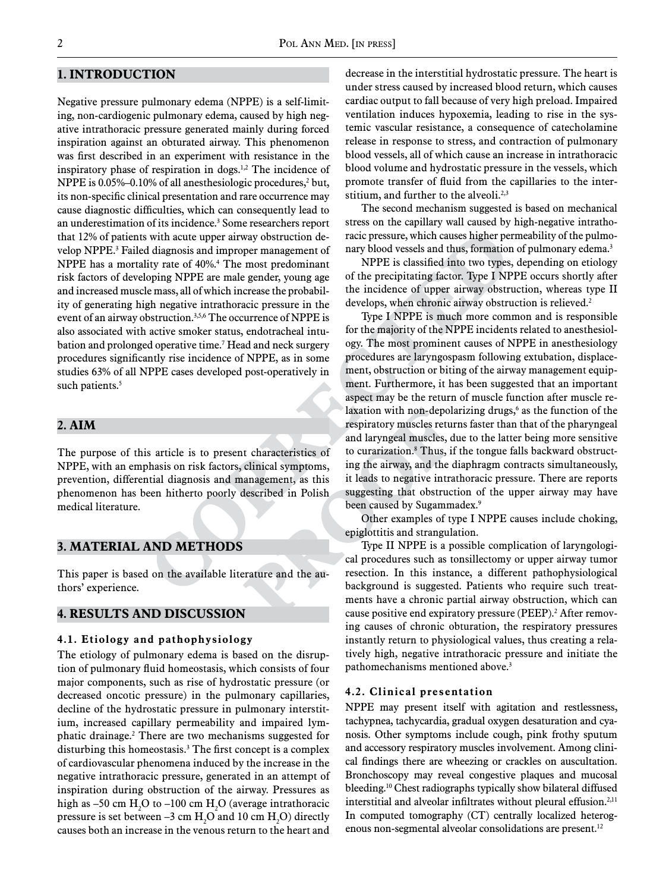## 1. INTRODUCTION

Negative pressure pulmonary edema (NPPE) is a self-limiting, non-cardiogenic pulmonary edema, caused by high negative intrathoracic pressure generated mainly during forced inspiration against an obturated airway. This phenomenon was first described in an experiment with resistance in the inspiratory phase of respiration in dogs.[1,2] The incidence of NPPE is 0.05%–0.10% of all anesthesiologic procedures,[2] but, its non-specific clinical presentation and rare occurrence may cause diagnostic difficulties, which can consequently lead to an underestimation of its incidence.[3] Some researchers report that 12% of patients with acute upper airway obstruction develop NPPE.[3] Failed diagnosis and improper management of NPPE has a mortality rate of 40%.[4] The most predominant risk factors of developing NPPE are male gender, young age and increased muscle mass, all of which increase the probability of generating high negative intrathoracic pressure in the event of an airway obstruction.[3,5,6] The occurrence of NPPE is also associated with active smoker status, endotracheal intubation and prolonged operative time.[7] Head and neck surgery procedures significantly rise incidence of NPPE, as in some studies 63% of all NPPE cases developed post-operatively in such patients.[5]

## 2. AIM

The purpose of this article is to present characteristics of NPPE, with an emphasis on risk factors, clinical symptoms, prevention, differential diagnosis and management, as this phenomenon has been hitherto poorly described in Polish medical literature.

## 3. MATERIAL AND METHODS

This paper is based on the available literature and the authors' experience.

## 4. RESULTS AND DISCUSSION

### 4.1. Etiology and pathophysiology

The etiology of pulmonary edema is based on the disruption of pulmonary fluid homeostasis, which consists of four major components, such as rise of hydrostatic pressure (or decreased oncotic pressure) in the pulmonary capillaries, decline of the hydrostatic pressure in pulmonary interstitium, increased capillary permeability and impaired lymphatic drainage.[2] There are two mechanisms suggested for disturbing this homeostasis.[3] The first concept is a complex of cardiovascular phenomena induced by the increase in the negative intrathoracic pressure, generated in an attempt of inspiration during obstruction of the airway. Pressures as high as –50 cm $H_2O$ to –100 cm $H_2O$ (average intrathoracic pressure is set between –3 cm $H_2O$ and 10 cm $H_2O$) directly causes both an increase in the venous return to the heart and decrease in the interstitial hydrostatic pressure. The heart is under stress caused by increased blood return, which causes cardiac output to fall because of very high preload. Impaired ventilation induces hypoxemia, leading to rise in the systemic vascular resistance, a consequence of catecholamine release in response to stress, and contraction of pulmonary blood vessels, all of which cause an increase in intrathoracic blood volume and hydrostatic pressure in the vessels, which promote transfer of fluid from the capillaries to the interstitium, and further to the alveoli.[2,3]

The second mechanism suggested is based on mechanical stress on the capillary wall caused by high-negative intrathoracic pressure, which causes higher permeability of the pulmonary blood vessels and thus, formation of pulmonary edema.[3]

NPPE is classified into two types, depending on etiology of the precipitating factor. Type I NPPE occurs shortly after the incidence of upper airway obstruction, whereas type II develops, when chronic airway obstruction is relieved.[2]

Type I NPPE is much more common and is responsible for the majority of the NPPE incidents related to anesthesiology. The most prominent causes of NPPE in anesthesiology procedures are laryngospasm following extubation, displacement, obstruction or biting of the airway management equipment. Furthermore, it has been suggested that an important aspect may be the return of muscle function after muscle relaxation with non-depolarizing drugs,[6] as the function of the respiratory muscles returns faster than that of the pharyngeal and laryngeal muscles, due to the latter being more sensitive to curarization.[8] Thus, if the tongue falls backward obstructing the airway, and the diaphragm contracts simultaneously, it leads to negative intrathoracic pressure. There are reports suggesting that obstruction of the upper airway may have been caused by Sugammadex.[9]

Other examples of type I NPPE causes include choking, epiglottitis and strangulation.

Type II NPPE is a possible complication of laryngological procedures such as tonsillectomy or upper airway tumor resection. In this instance, a different pathophysiological background is suggested. Patients who require such treatments have a chronic partial airway obstruction, which can cause positive end expiratory pressure (PEEP).[2] After removing causes of chronic obturation, the respiratory pressures instantly return to physiological values, thus creating a relatively high, negative intrathoracic pressure and initiate the pathomechanisms mentioned above.[3]

### 4.2. Clinical presentation

NPPE may present itself with agitation and restlessness, tachypnea, tachycardia, gradual oxygen desaturation and cyanosis. Other symptoms include cough, pink frothy sputum and accessory respiratory muscles involvement. Among clinical findings there are wheezing or crackles on auscultation. Bronchoscopy may reveal congestive plaques and mucosal bleeding.[10] Chest radiographs typically show bilateral diffused interstitial and alveolar infiltrates without pleural effusion.[2,11] In computed tomography (CT) centrally localized heterogenous non-segmental alveolar consolidations are present.[12]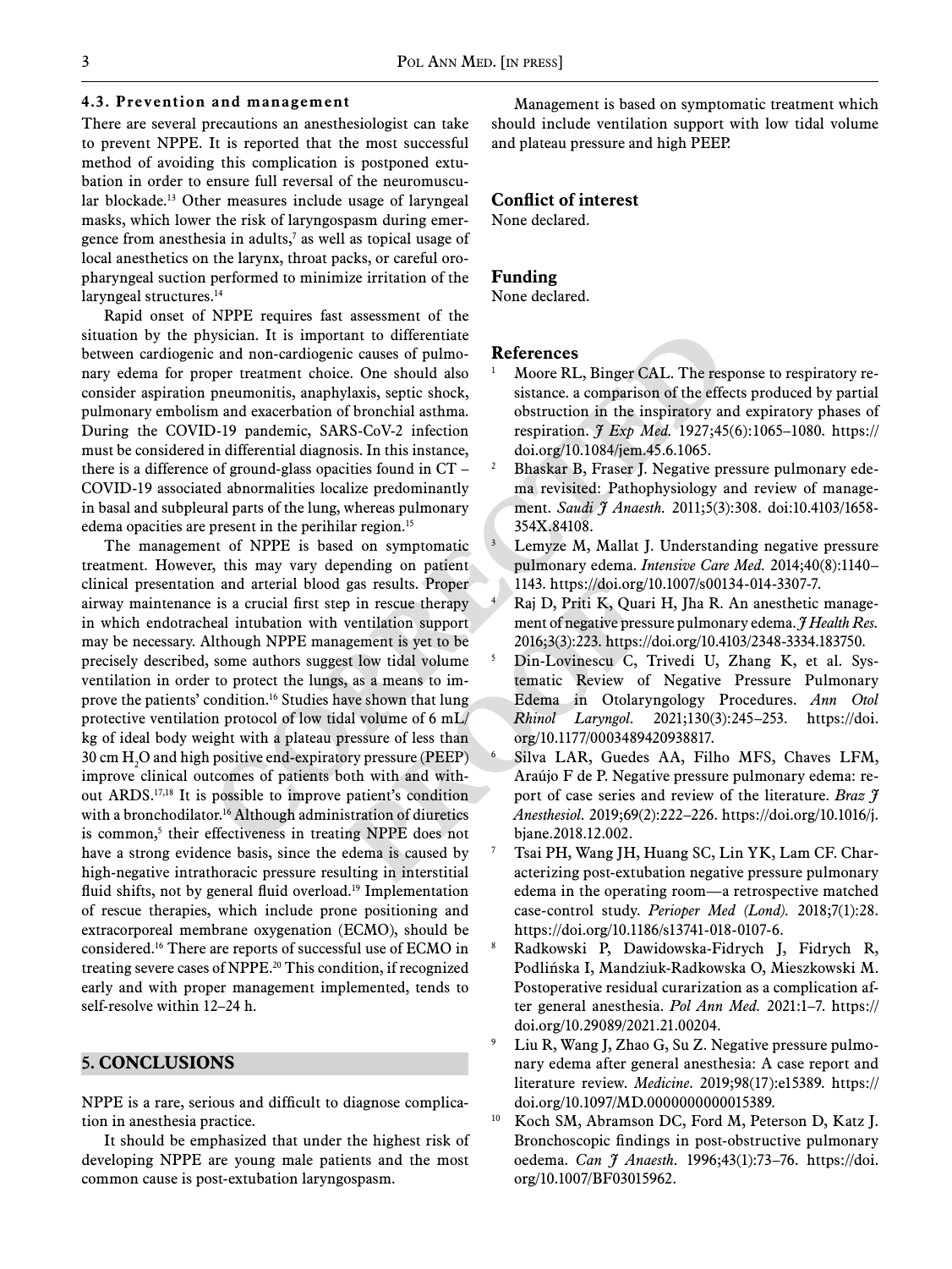### 4.3. Prevention and management

There are several precautions an anesthesiologist can take to prevent NPPE. It is reported that the most successful method of avoiding this complication is postponed extubation in order to ensure full reversal of the neuromuscular blockade.[13] Other measures include usage of laryngeal masks, which lower the risk of laryngospasm during emergence from anesthesia in adults,[7] as well as topical usage of local anesthetics on the larynx, throat packs, or careful oropharyngeal suction performed to minimize irritation of the laryngeal structures.[14]

Rapid onset of NPPE requires fast assessment of the situation by the physician. It is important to differentiate between cardiogenic and non-cardiogenic causes of pulmonary edema for proper treatment choice. One should also consider aspiration pneumonitis, anaphylaxis, septic shock, pulmonary embolism and exacerbation of bronchial asthma. During the COVID-19 pandemic, SARS-CoV-2 infection must be considered in differential diagnosis. In this instance, there is a difference of ground-glass opacities found in CT – COVID-19 associated abnormalities localize predominantly in basal and subpleural parts of the lung, whereas pulmonary edema opacities are present in the perihilar region.[15]

The management of NPPE is based on symptomatic treatment. However, this may vary depending on patient clinical presentation and arterial blood gas results. Proper airway maintenance is a crucial first step in rescue therapy in which endotracheal intubation with ventilation support may be necessary. Although NPPE management is yet to be precisely described, some authors suggest low tidal volume ventilation in order to protect the lungs, as a means to improve the patients' condition.[16] Studies have shown that lung protective ventilation protocol of low tidal volume of 6 mL/kg of ideal body weight with a plateau pressure of less than 30 cm $H_2O$ and high positive end-expiratory pressure (PEEP) improve clinical outcomes of patients both with and without ARDS.[17,18] It is possible to improve patient's condition with a bronchodilator.[16] Although administration of diuretics is common,[5] their effectiveness in treating NPPE does not have a strong evidence basis, since the edema is caused by high-negative intrathoracic pressure resulting in interstitial fluid shifts, not by general fluid overload.[19] Implementation of rescue therapies, which include prone positioning and extracorporeal membrane oxygenation (ECMO), should be considered.[16] There are reports of successful use of ECMO in treating severe cases of NPPE.[20] This condition, if recognized early and with proper management implemented, tends to self-resolve within 12–24 h.

## 5. CONCLUSIONS

NPPE is a rare, serious and difficult to diagnose complication in anesthesia practice.

It should be emphasized that under the highest risk of developing NPPE are young male patients and the most common cause is post-extubation laryngospasm.

Management is based on symptomatic treatment which should include ventilation support with low tidal volume and plateau pressure and high PEEP.

## Conflict of interest

None declared.

## Funding

None declared.

## References

1. Moore RL, Binger CAL. The response to respiratory resistance. a comparison of the effects produced by partial obstruction in the inspiratory and expiratory phases of respiration. *J Exp Med.* 1927;45(6):1065–1080. https://doi.org/10.1084/jem.45.6.1065.
2. Bhaskar B, Fraser J. Negative pressure pulmonary edema revisited: Pathophysiology and review of management. *Saudi J Anaesth.* 2011;5(3):308. doi:10.4103/1658-354X.84108.
3. Lemyze M, Mallat J. Understanding negative pressure pulmonary edema. *Intensive Care Med.* 2014;40(8):1140–1143. https://doi.org/10.1007/s00134-014-3307-7.
4. Raj D, Priti K, Quari H, Jha R. An anesthetic management of negative pressure pulmonary edema. *J Health Res.* 2016;3(3):223. https://doi.org/10.4103/2348-3334.183750.
5. Din-Lovinescu C, Trivedi U, Zhang K, et al. Systematic Review of Negative Pressure Pulmonary Edema in Otolaryngology Procedures. *Ann Otol Rhinol Laryngol.* 2021;130(3):245–253. https://doi.org/10.1177/0003489420938817.
6. Silva LAR, Guedes AA, Filho MFS, Chaves LFM, Araújo F de P. Negative pressure pulmonary edema: report of case series and review of the literature. *Braz J Anesthesiol.* 2019;69(2):222–226. https://doi.org/10.1016/j.bjane.2018.12.002.
7. Tsai PH, Wang JH, Huang SC, Lin YK, Lam CF. Characterizing post-extubation negative pressure pulmonary edema in the operating room—a retrospective matched case-control study. *Perioper Med (Lond).* 2018;7(1):28. https://doi.org/10.1186/s13741-018-0107-6.
8. Radkowski P, Dawidowska-Fidrych J, Fidrych R, Podlińska I, Mandziuk-Radkowska O, Mieszkowski M. Postoperative residual curarization as a complication after general anesthesia. *Pol Ann Med.* 2021:1–7. https://doi.org/10.29089/2021.21.00204.
9. Liu R, Wang J, Zhao G, Su Z. Negative pressure pulmonary edema after general anesthesia: A case report and literature review. *Medicine.* 2019;98(17):e15389. https://doi.org/10.1097/MD.0000000000015389.
10. Koch SM, Abramson DC, Ford M, Peterson D, Katz J. Bronchoscopic findings in post-obstructive pulmonary oedema. *Can J Anaesth.* 1996;43(1):73–76. https://doi.org/10.1007/BF03015962.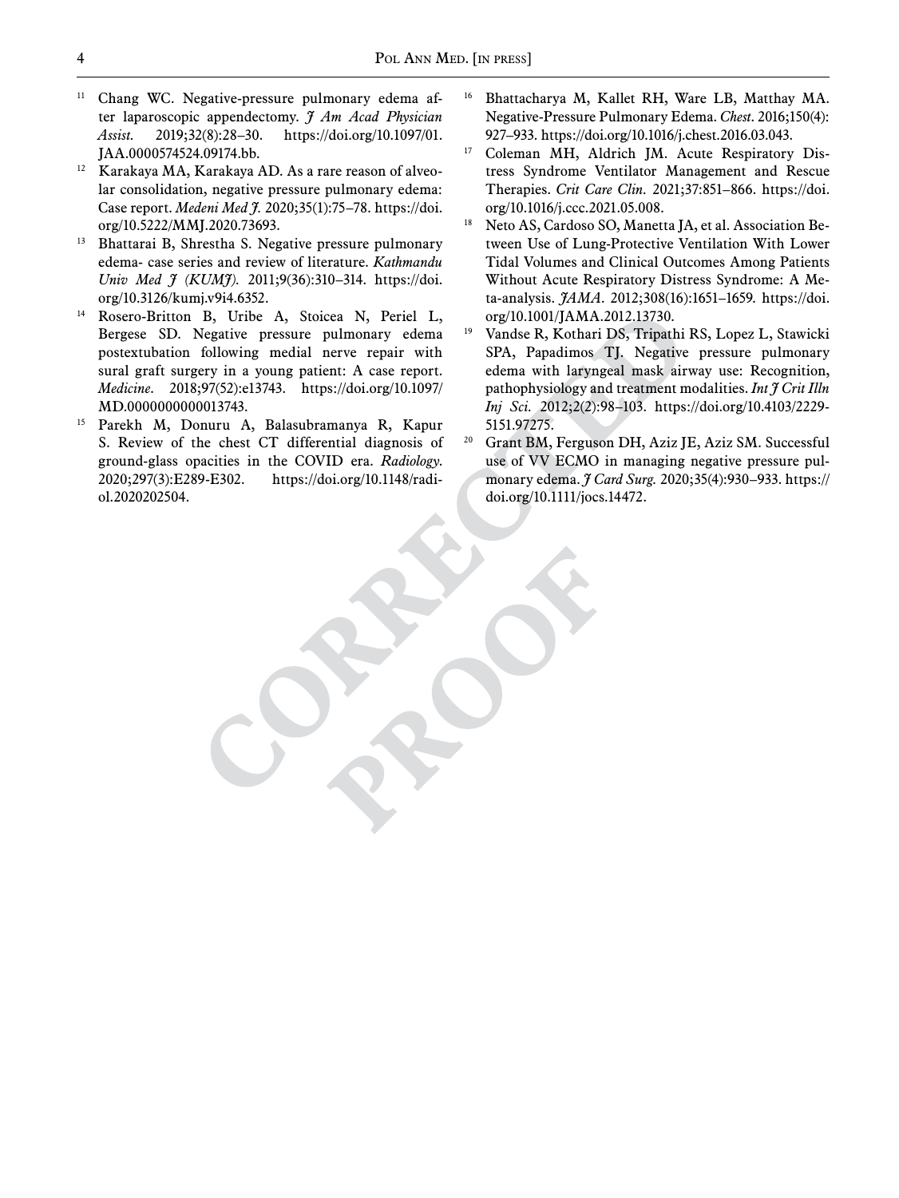11. Chang WC. Negative-pressure pulmonary edema after laparoscopic appendectomy. *J Am Acad Physician Assist.* 2019;32(8):28–30. https://doi.org/10.1097/01.JAA.0000574524.09174.bb.
12. Karakaya MA, Karakaya AD. As a rare reason of alveolar consolidation, negative pressure pulmonary edema: Case report. *Medeni Med J.* 2020;35(1):75–78. https://doi.org/10.5222/MMJ.2020.73693.
13. Bhattarai B, Shrestha S. Negative pressure pulmonary edema- case series and review of literature. *Kathmandu Univ Med J (KUMJ).* 2011;9(36):310–314. https://doi.org/10.3126/kumj.v9i4.6352.
14. Rosero-Britton B, Uribe A, Stoicea N, Periel L, Bergese SD. Negative pressure pulmonary edema postextubation following medial nerve repair with sural graft surgery in a young patient: A case report. *Medicine.* 2018;97(52):e13743. https://doi.org/10.1097/MD.0000000000013743.
15. Parekh M, Donuru A, Balasubramanya R, Kapur S. Review of the chest CT differential diagnosis of ground-glass opacities in the COVID era. *Radiology.* 2020;297(3):E289-E302. https://doi.org/10.1148/radiol.2020202504.
16. Bhattacharya M, Kallet RH, Ware LB, Matthay MA. Negative-Pressure Pulmonary Edema. *Chest.* 2016;150(4):927–933. https://doi.org/10.1016/j.chest.2016.03.043.
17. Coleman MH, Aldrich JM. Acute Respiratory Distress Syndrome Ventilator Management and Rescue Therapies. *Crit Care Clin.* 2021;37:851–866. https://doi.org/10.1016/j.ccc.2021.05.008.
18. Neto AS, Cardoso SO, Manetta JA, et al. Association Between Use of Lung-Protective Ventilation With Lower Tidal Volumes and Clinical Outcomes Among Patients Without Acute Respiratory Distress Syndrome: A Meta-analysis. *JAMA.* 2012;308(16):1651–1659. https://doi.org/10.1001/JAMA.2012.13730.
19. Vandse R, Kothari DS, Tripathi RS, Lopez L, Stawicki SPA, Papadimos TJ. Negative pressure pulmonary edema with laryngeal mask airway use: Recognition, pathophysiology and treatment modalities. *Int J Crit Illn Inj Sci.* 2012;2(2):98–103. https://doi.org/10.4103/2229-5151.97275.
20. Grant BM, Ferguson DH, Aziz JE, Aziz SM. Successful use of VV ECMO in managing negative pressure pulmonary edema. *J Card Surg.* 2020;35(4):930–933. https://doi.org/10.1111/jocs.14472.